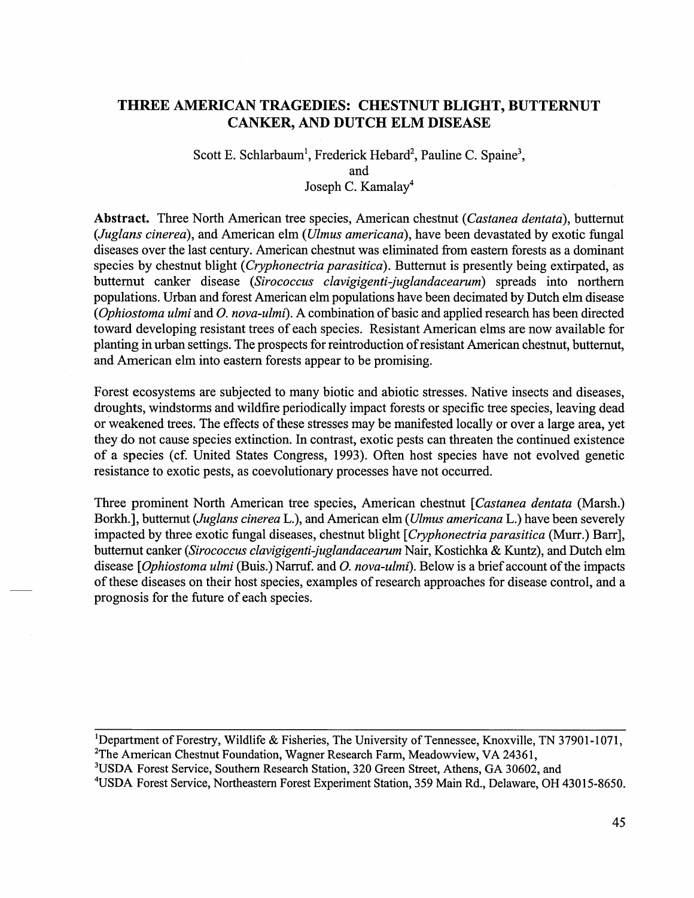# THREE AMERICAN TRAGEDIES: CHESTNUT BLIGHT, BUTTERNUT CANKER, AND DUTCH ELM DISEASE

Scott E. Schlarbaum[1], Frederick Hebard[2], Pauline C. Spaine[3], and Joseph C. Kamalay[4]

**Abstract.** Three North American tree species, American chestnut (*Castanea dentata*), butternut (*Juglans cinerea*), and American elm (*Ulmus americana*), have been devastated by exotic fungal diseases over the last century. American chestnut was eliminated from eastern forests as a dominant species by chestnut blight (*Cryphonectria parasitica*). Butternut is presently being extirpated, as butternut canker disease (*Sirococcus clavigigenti-juglandacearum*) spreads into northern populations. Urban and forest American elm populations have been decimated by Dutch elm disease (*Ophiostoma ulmi* and *O. nova-ulmi*). A combination of basic and applied research has been directed toward developing resistant trees of each species. Resistant American elms are now available for planting in urban settings. The prospects for reintroduction of resistant American chestnut, butternut, and American elm into eastern forests appear to be promising.

Forest ecosystems are subjected to many biotic and abiotic stresses. Native insects and diseases, droughts, windstorms and wildfire periodically impact forests or specific tree species, leaving dead or weakened trees. The effects of these stresses may be manifested locally or over a large area, yet they do not cause species extinction. In contrast, exotic pests can threaten the continued existence of a species (cf. United States Congress, 1993). Often host species have not evolved genetic resistance to exotic pests, as coevolutionary processes have not occurred.

Three prominent North American tree species, American chestnut [*Castanea dentata* (Marsh.) Borkh.], butternut (*Juglans cinerea* L.), and American elm (*Ulmus americana* L.) have been severely impacted by three exotic fungal diseases, chestnut blight [*Cryphonectria parasitica* (Murr.) Barr], butternut canker (*Sirococcus clavigigenti-juglandacearum* Nair, Kostichka & Kuntz), and Dutch elm disease [*Ophiostoma ulmi* (Buis.) Narruf. and *O. nova-ulmi*). Below is a brief account of the impacts of these diseases on their host species, examples of research approaches for disease control, and a prognosis for the future of each species.

---

[1]Department of Forestry, Wildlife & Fisheries, The University of Tennessee, Knoxville, TN 37901-1071,
[2]The American Chestnut Foundation, Wagner Research Farm, Meadowview, VA 24361,
[3]USDA Forest Service, Southern Research Station, 320 Green Street, Athens, GA 30602, and
[4]USDA Forest Service, Northeastern Forest Experiment Station, 359 Main Rd., Delaware, OH 43015-8650.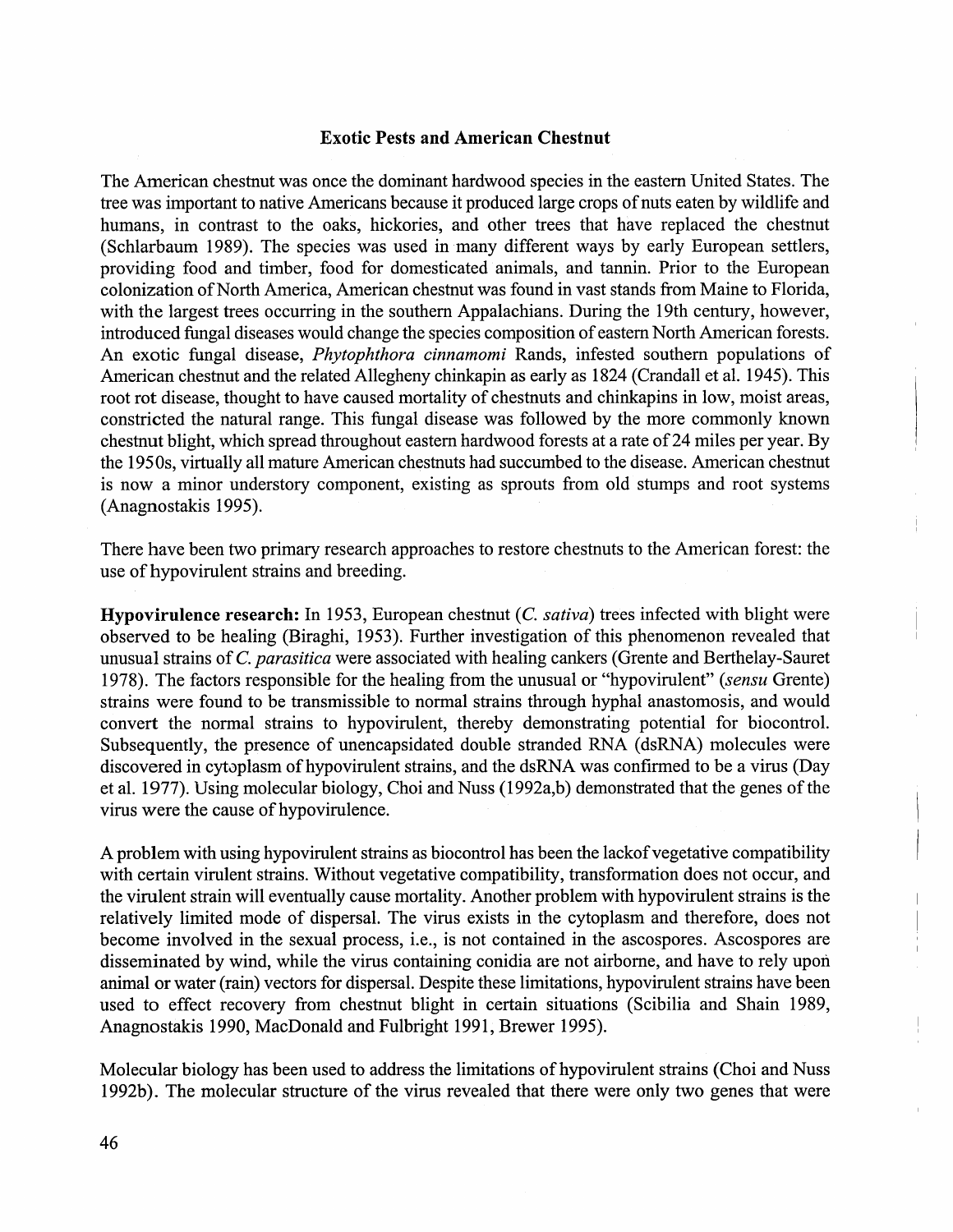## Exotic Pests and American Chestnut

The American chestnut was once the dominant hardwood species in the eastern United States. The tree was important to native Americans because it produced large crops of nuts eaten by wildlife and humans, in contrast to the oaks, hickories, and other trees that have replaced the chestnut (Schlarbaum 1989). The species was used in many different ways by early European settlers, providing food and timber, food for domesticated animals, and tannin. Prior to the European colonization of North America, American chestnut was found in vast stands from Maine to Florida, with the largest trees occurring in the southern Appalachians. During the 19th century, however, introduced fungal diseases would change the species composition of eastern North American forests. An exotic fungal disease, *Phytophthora cinnamomi* Rands, infested southern populations of American chestnut and the related Allegheny chinkapin as early as 1824 (Crandall et al. 1945). This root rot disease, thought to have caused mortality of chestnuts and chinkapins in low, moist areas, constricted the natural range. This fungal disease was followed by the more commonly known chestnut blight, which spread throughout eastern hardwood forests at a rate of 24 miles per year. By the 1950s, virtually all mature American chestnuts had succumbed to the disease. American chestnut is now a minor understory component, existing as sprouts from old stumps and root systems (Anagnostakis 1995).

There have been two primary research approaches to restore chestnuts to the American forest: the use of hypovirulent strains and breeding.

**Hypovirulence research:** In 1953, European chestnut (*C. sativa*) trees infected with blight were observed to be healing (Biraghi, 1953). Further investigation of this phenomenon revealed that unusual strains of *C. parasitica* were associated with healing cankers (Grente and Berthelay-Sauret 1978). The factors responsible for the healing from the unusual or "hypovirulent" (*sensu* Grente) strains were found to be transmissible to normal strains through hyphal anastomosis, and would convert the normal strains to hypovirulent, thereby demonstrating potential for biocontrol. Subsequently, the presence of unencapsidated double stranded RNA (dsRNA) molecules were discovered in cytoplasm of hypovirulent strains, and the dsRNA was confirmed to be a virus (Day et al. 1977). Using molecular biology, Choi and Nuss (1992a,b) demonstrated that the genes of the virus were the cause of hypovirulence.

A problem with using hypovirulent strains as biocontrol has been the lackof vegetative compatibility with certain virulent strains. Without vegetative compatibility, transformation does not occur, and the virulent strain will eventually cause mortality. Another problem with hypovirulent strains is the relatively limited mode of dispersal. The virus exists in the cytoplasm and therefore, does not become involved in the sexual process, i.e., is not contained in the ascospores. Ascospores are disseminated by wind, while the virus containing conidia are not airborne, and have to rely upon animal or water (rain) vectors for dispersal. Despite these limitations, hypovirulent strains have been used to effect recovery from chestnut blight in certain situations (Scibilia and Shain 1989, Anagnostakis 1990, MacDonald and Fulbright 1991, Brewer 1995).

Molecular biology has been used to address the limitations of hypovirulent strains (Choi and Nuss 1992b). The molecular structure of the virus revealed that there were only two genes that were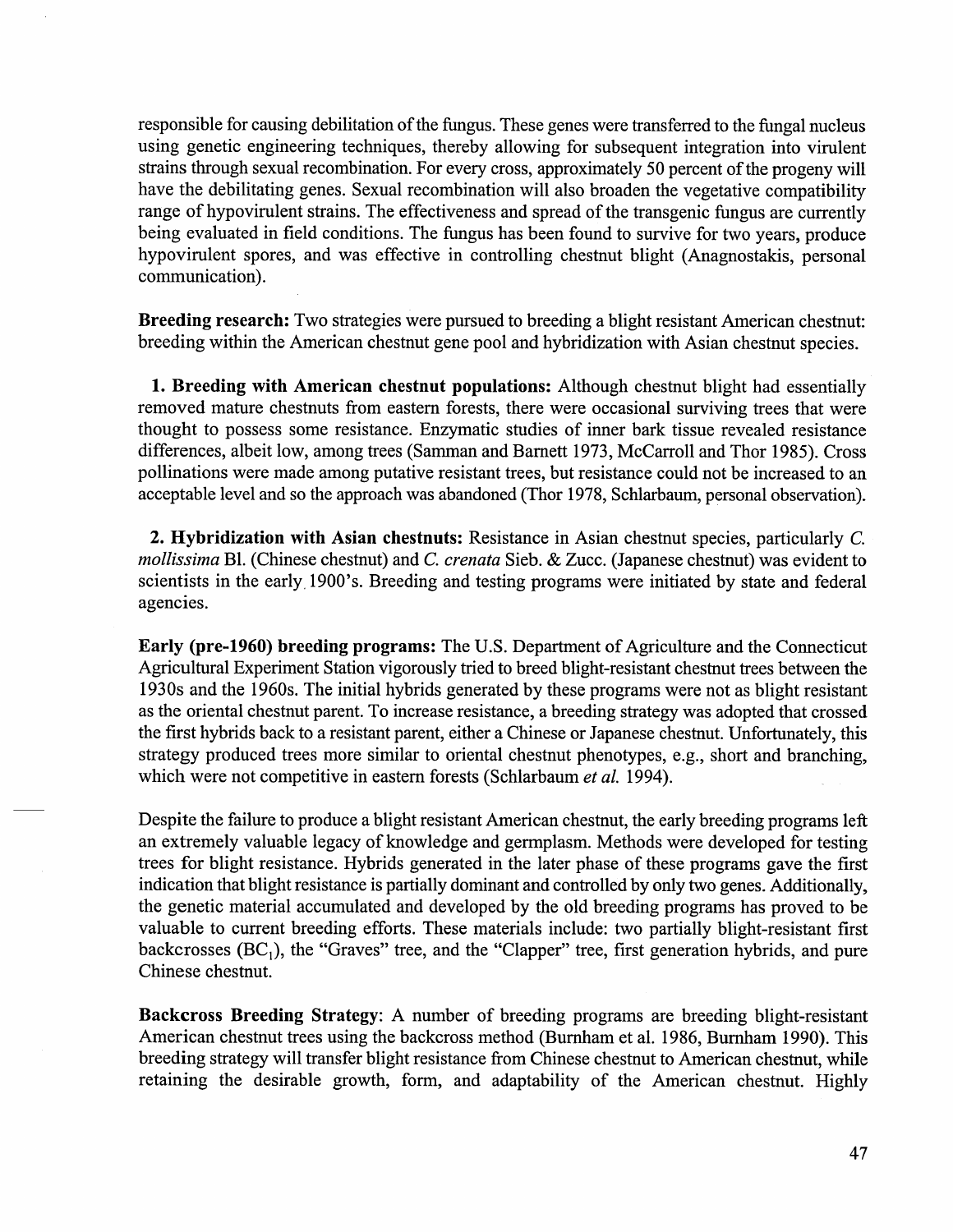responsible for causing debilitation of the fungus. These genes were transferred to the fungal nucleus using genetic engineering techniques, thereby allowing for subsequent integration into virulent strains through sexual recombination. For every cross, approximately 50 percent of the progeny will have the debilitating genes. Sexual recombination will also broaden the vegetative compatibility range of hypovirulent strains. The effectiveness and spread of the transgenic fungus are currently being evaluated in field conditions. The fungus has been found to survive for two years, produce hypovirulent spores, and was effective in controlling chestnut blight (Anagnostakis, personal communication).

**Breeding research:** Two strategies were pursued to breeding a blight resistant American chestnut: breeding within the American chestnut gene pool and hybridization with Asian chestnut species.

**1. Breeding with American chestnut populations:** Although chestnut blight had essentially removed mature chestnuts from eastern forests, there were occasional surviving trees that were thought to possess some resistance. Enzymatic studies of inner bark tissue revealed resistance differences, albeit low, among trees (Samman and Barnett 1973, McCarroll and Thor 1985). Cross pollinations were made among putative resistant trees, but resistance could not be increased to an acceptable level and so the approach was abandoned (Thor 1978, Schlarbaum, personal observation).

**2. Hybridization with Asian chestnuts:** Resistance in Asian chestnut species, particularly *C. mollissima* Bl. (Chinese chestnut) and *C. crenata* Sieb. & Zucc. (Japanese chestnut) was evident to scientists in the early 1900's. Breeding and testing programs were initiated by state and federal agencies.

**Early (pre-1960) breeding programs:** The U.S. Department of Agriculture and the Connecticut Agricultural Experiment Station vigorously tried to breed blight-resistant chestnut trees between the 1930s and the 1960s. The initial hybrids generated by these programs were not as blight resistant as the oriental chestnut parent. To increase resistance, a breeding strategy was adopted that crossed the first hybrids back to a resistant parent, either a Chinese or Japanese chestnut. Unfortunately, this strategy produced trees more similar to oriental chestnut phenotypes, e.g., short and branching, which were not competitive in eastern forests (Schlarbaum *et al.* 1994).

Despite the failure to produce a blight resistant American chestnut, the early breeding programs left an extremely valuable legacy of knowledge and germplasm. Methods were developed for testing trees for blight resistance. Hybrids generated in the later phase of these programs gave the first indication that blight resistance is partially dominant and controlled by only two genes. Additionally, the genetic material accumulated and developed by the old breeding programs has proved to be valuable to current breeding efforts. These materials include: two partially blight-resistant first backcrosses ($BC_1$), the "Graves" tree, and the "Clapper" tree, first generation hybrids, and pure Chinese chestnut.

**Backcross Breeding Strategy**: A number of breeding programs are breeding blight-resistant American chestnut trees using the backcross method (Burnham et al. 1986, Burnham 1990). This breeding strategy will transfer blight resistance from Chinese chestnut to American chestnut, while retaining the desirable growth, form, and adaptability of the American chestnut. Highly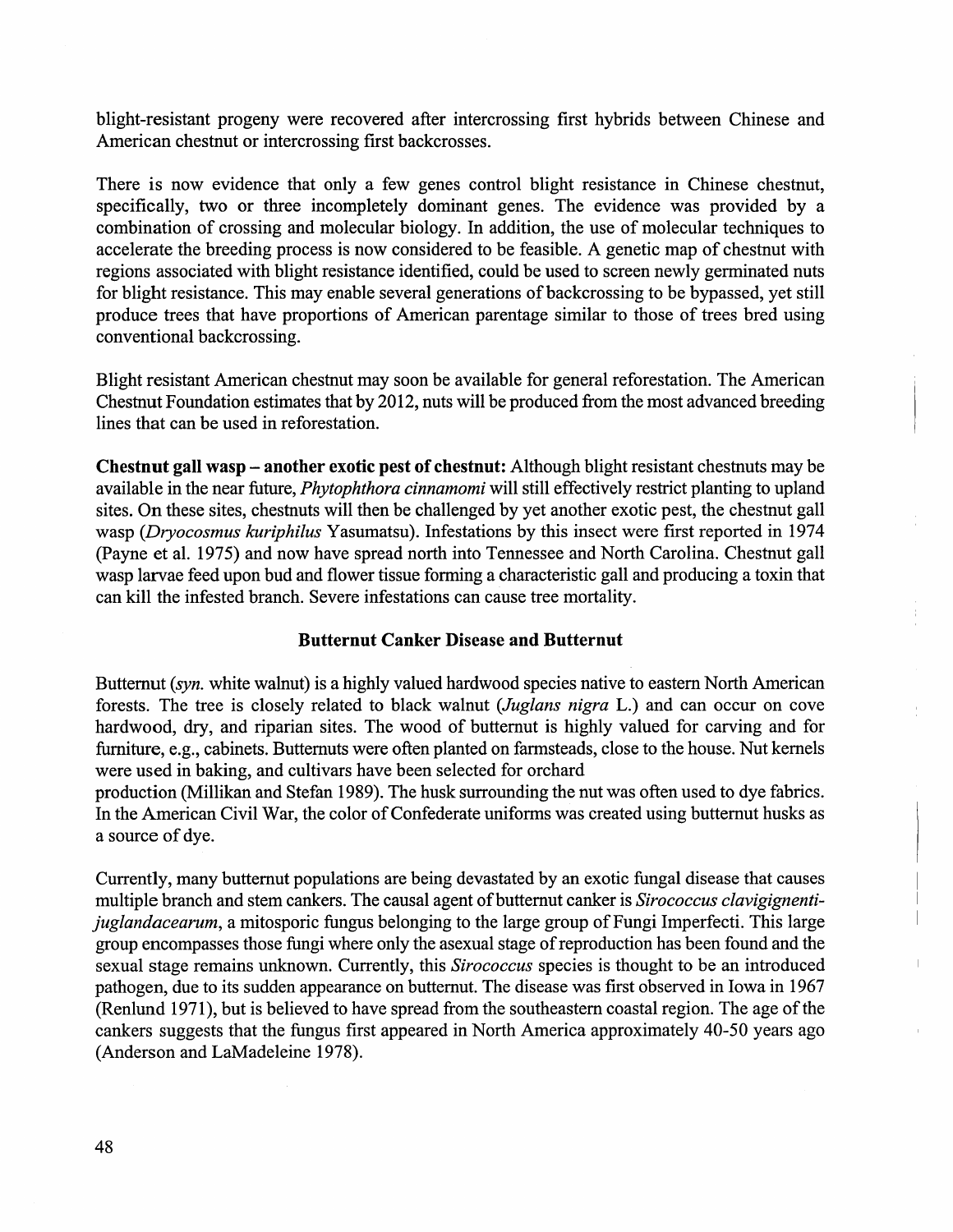blight-resistant progeny were recovered after intercrossing first hybrids between Chinese and American chestnut or intercrossing first backcrosses.

There is now evidence that only a few genes control blight resistance in Chinese chestnut, specifically, two or three incompletely dominant genes. The evidence was provided by a combination of crossing and molecular biology. In addition, the use of molecular techniques to accelerate the breeding process is now considered to be feasible. A genetic map of chestnut with regions associated with blight resistance identified, could be used to screen newly germinated nuts for blight resistance. This may enable several generations of backcrossing to be bypassed, yet still produce trees that have proportions of American parentage similar to those of trees bred using conventional backcrossing.

Blight resistant American chestnut may soon be available for general reforestation. The American Chestnut Foundation estimates that by 2012, nuts will be produced from the most advanced breeding lines that can be used in reforestation.

**Chestnut gall wasp – another exotic pest of chestnut:** Although blight resistant chestnuts may be available in the near future, *Phytophthora cinnamomi* will still effectively restrict planting to upland sites. On these sites, chestnuts will then be challenged by yet another exotic pest, the chestnut gall wasp (*Dryocosmus kuriphilus* Yasumatsu). Infestations by this insect were first reported in 1974 (Payne et al. 1975) and now have spread north into Tennessee and North Carolina. Chestnut gall wasp larvae feed upon bud and flower tissue forming a characteristic gall and producing a toxin that can kill the infested branch. Severe infestations can cause tree mortality.

## Butternut Canker Disease and Butternut

Butternut (*syn.* white walnut) is a highly valued hardwood species native to eastern North American forests. The tree is closely related to black walnut (*Juglans nigra* L.) and can occur on cove hardwood, dry, and riparian sites. The wood of butternut is highly valued for carving and for furniture, e.g., cabinets. Butternuts were often planted on farmsteads, close to the house. Nut kernels were used in baking, and cultivars have been selected for orchard production (Millikan and Stefan 1989). The husk surrounding the nut was often used to dye fabrics. In the American Civil War, the color of Confederate uniforms was created using butternut husks as a source of dye.

Currently, many butternut populations are being devastated by an exotic fungal disease that causes multiple branch and stem cankers. The causal agent of butternut canker is *Sirococcus clavigignenti-juglandacearum*, a mitosporic fungus belonging to the large group of Fungi Imperfecti. This large group encompasses those fungi where only the asexual stage of reproduction has been found and the sexual stage remains unknown. Currently, this *Sirococcus* species is thought to be an introduced pathogen, due to its sudden appearance on butternut. The disease was first observed in Iowa in 1967 (Renlund 1971), but is believed to have spread from the southeastern coastal region. The age of the cankers suggests that the fungus first appeared in North America approximately 40-50 years ago (Anderson and LaMadeleine 1978).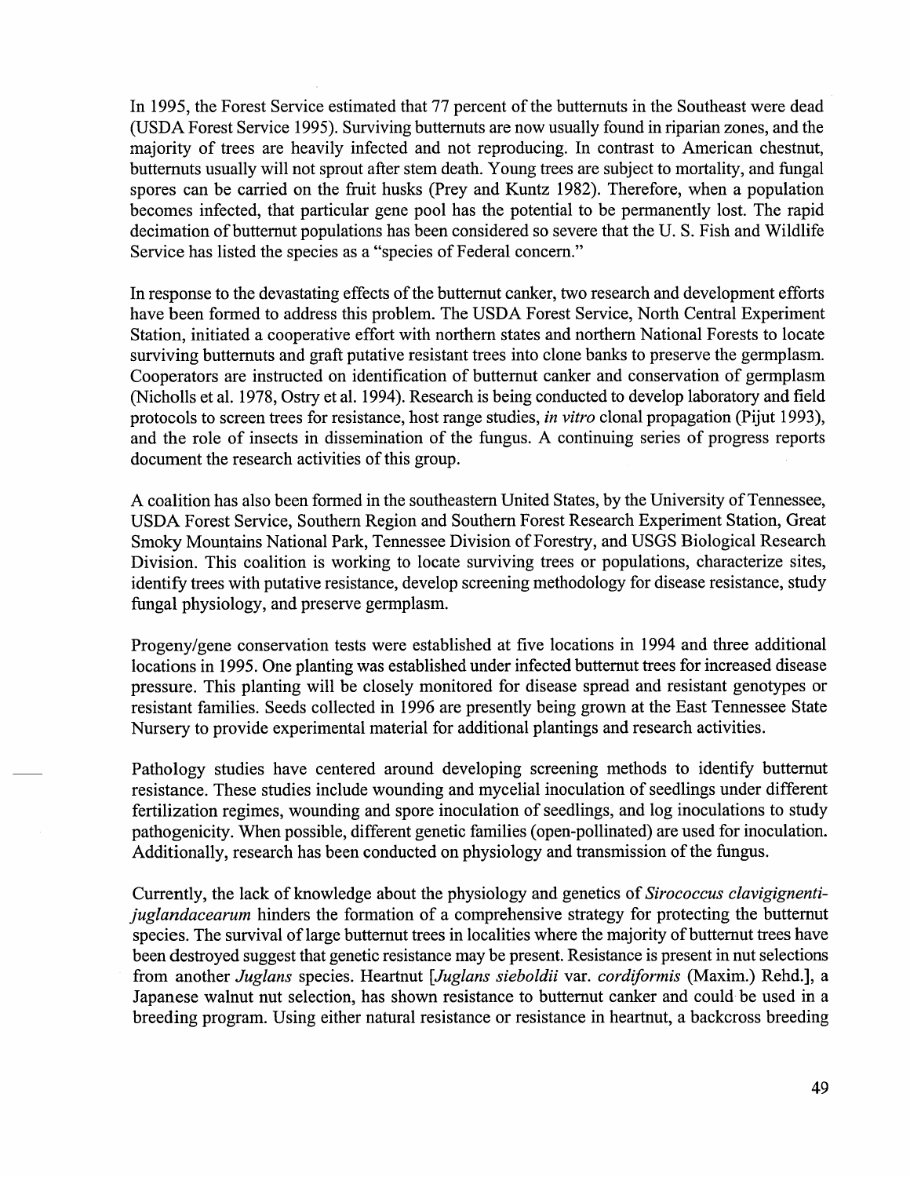In 1995, the Forest Service estimated that 77 percent of the butternuts in the Southeast were dead (USDA Forest Service 1995). Surviving butternuts are now usually found in riparian zones, and the majority of trees are heavily infected and not reproducing. In contrast to American chestnut, butternuts usually will not sprout after stem death. Young trees are subject to mortality, and fungal spores can be carried on the fruit husks (Prey and Kuntz 1982). Therefore, when a population becomes infected, that particular gene pool has the potential to be permanently lost. The rapid decimation of butternut populations has been considered so severe that the U. S. Fish and Wildlife Service has listed the species as a "species of Federal concern."

In response to the devastating effects of the butternut canker, two research and development efforts have been formed to address this problem. The USDA Forest Service, North Central Experiment Station, initiated a cooperative effort with northern states and northern National Forests to locate surviving butternuts and graft putative resistant trees into clone banks to preserve the germplasm. Cooperators are instructed on identification of butternut canker and conservation of germplasm (Nicholls et al. 1978, Ostry et al. 1994). Research is being conducted to develop laboratory and field protocols to screen trees for resistance, host range studies, *in vitro* clonal propagation (Pijut 1993), and the role of insects in dissemination of the fungus. A continuing series of progress reports document the research activities of this group.

A coalition has also been formed in the southeastern United States, by the University of Tennessee, USDA Forest Service, Southern Region and Southern Forest Research Experiment Station, Great Smoky Mountains National Park, Tennessee Division of Forestry, and USGS Biological Research Division. This coalition is working to locate surviving trees or populations, characterize sites, identify trees with putative resistance, develop screening methodology for disease resistance, study fungal physiology, and preserve germplasm.

Progeny/gene conservation tests were established at five locations in 1994 and three additional locations in 1995. One planting was established under infected butternut trees for increased disease pressure. This planting will be closely monitored for disease spread and resistant genotypes or resistant families. Seeds collected in 1996 are presently being grown at the East Tennessee State Nursery to provide experimental material for additional plantings and research activities.

Pathology studies have centered around developing screening methods to identify butternut resistance. These studies include wounding and mycelial inoculation of seedlings under different fertilization regimes, wounding and spore inoculation of seedlings, and log inoculations to study pathogenicity. When possible, different genetic families (open-pollinated) are used for inoculation. Additionally, research has been conducted on physiology and transmission of the fungus.

Currently, the lack of knowledge about the physiology and genetics of *Sirococcus clavigignenti-juglandacearum* hinders the formation of a comprehensive strategy for protecting the butternut species. The survival of large butternut trees in localities where the majority of butternut trees have been destroyed suggest that genetic resistance may be present. Resistance is present in nut selections from another *Juglans* species. Heartnut [*Juglans sieboldii* var. *cordiformis* (Maxim.) Rehd.], a Japanese walnut nut selection, has shown resistance to butternut canker and could be used in a breeding program. Using either natural resistance or resistance in heartnut, a backcross breeding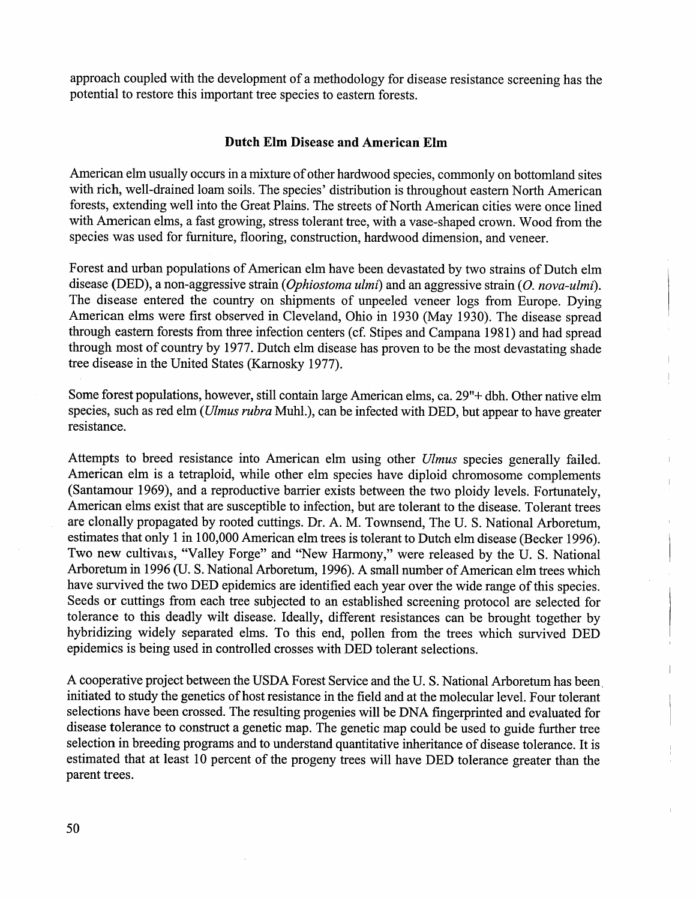approach coupled with the development of a methodology for disease resistance screening has the potential to restore this important tree species to eastern forests.

## Dutch Elm Disease and American Elm

American elm usually occurs in a mixture of other hardwood species, commonly on bottomland sites with rich, well-drained loam soils. The species' distribution is throughout eastern North American forests, extending well into the Great Plains. The streets of North American cities were once lined with American elms, a fast growing, stress tolerant tree, with a vase-shaped crown. Wood from the species was used for furniture, flooring, construction, hardwood dimension, and veneer.

Forest and urban populations of American elm have been devastated by two strains of Dutch elm disease (DED), a non-aggressive strain (*Ophiostoma ulmi*) and an aggressive strain (*O. nova-ulmi*). The disease entered the country on shipments of unpeeled veneer logs from Europe. Dying American elms were first observed in Cleveland, Ohio in 1930 (May 1930). The disease spread through eastern forests from three infection centers (cf. Stipes and Campana 1981) and had spread through most of country by 1977. Dutch elm disease has proven to be the most devastating shade tree disease in the United States (Karnosky 1977).

Some forest populations, however, still contain large American elms, ca. 29"+ dbh. Other native elm species, such as red elm (*Ulmus rubra* Muhl.), can be infected with DED, but appear to have greater resistance.

Attempts to breed resistance into American elm using other *Ulmus* species generally failed. American elm is a tetraploid, while other elm species have diploid chromosome complements (Santamour 1969), and a reproductive barrier exists between the two ploidy levels. Fortunately, American elms exist that are susceptible to infection, but are tolerant to the disease. Tolerant trees are clonally propagated by rooted cuttings. Dr. A. M. Townsend, The U. S. National Arboretum, estimates that only 1 in 100,000 American elm trees is tolerant to Dutch elm disease (Becker 1996). Two new cultivars, "Valley Forge" and "New Harmony," were released by the U. S. National Arboretum in 1996 (U. S. National Arboretum, 1996). A small number of American elm trees which have survived the two DED epidemics are identified each year over the wide range of this species. Seeds or cuttings from each tree subjected to an established screening protocol are selected for tolerance to this deadly wilt disease. Ideally, different resistances can be brought together by hybridizing widely separated elms. To this end, pollen from the trees which survived DED epidemics is being used in controlled crosses with DED tolerant selections.

A cooperative project between the USDA Forest Service and the U. S. National Arboretum has been initiated to study the genetics of host resistance in the field and at the molecular level. Four tolerant selections have been crossed. The resulting progenies will be DNA fingerprinted and evaluated for disease tolerance to construct a genetic map. The genetic map could be used to guide further tree selection in breeding programs and to understand quantitative inheritance of disease tolerance. It is estimated that at least 10 percent of the progeny trees will have DED tolerance greater than the parent trees.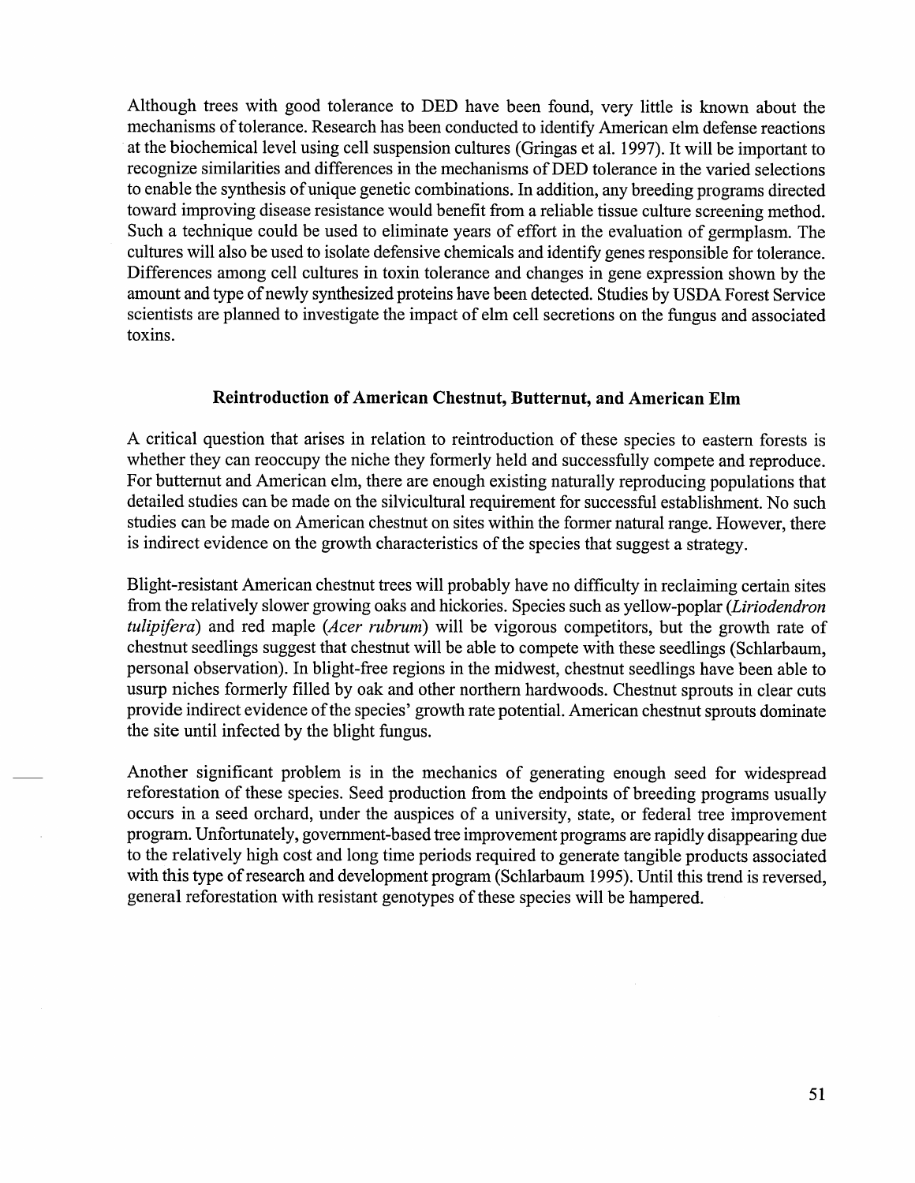Although trees with good tolerance to DED have been found, very little is known about the mechanisms of tolerance. Research has been conducted to identify American elm defense reactions at the biochemical level using cell suspension cultures (Gringas et al. 1997). It will be important to recognize similarities and differences in the mechanisms of DED tolerance in the varied selections to enable the synthesis of unique genetic combinations. In addition, any breeding programs directed toward improving disease resistance would benefit from a reliable tissue culture screening method. Such a technique could be used to eliminate years of effort in the evaluation of germplasm. The cultures will also be used to isolate defensive chemicals and identify genes responsible for tolerance. Differences among cell cultures in toxin tolerance and changes in gene expression shown by the amount and type of newly synthesized proteins have been detected. Studies by USDA Forest Service scientists are planned to investigate the impact of elm cell secretions on the fungus and associated toxins.

## Reintroduction of American Chestnut, Butternut, and American Elm

A critical question that arises in relation to reintroduction of these species to eastern forests is whether they can reoccupy the niche they formerly held and successfully compete and reproduce. For butternut and American elm, there are enough existing naturally reproducing populations that detailed studies can be made on the silvicultural requirement for successful establishment. No such studies can be made on American chestnut on sites within the former natural range. However, there is indirect evidence on the growth characteristics of the species that suggest a strategy.

Blight-resistant American chestnut trees will probably have no difficulty in reclaiming certain sites from the relatively slower growing oaks and hickories. Species such as yellow-poplar (*Liriodendron tulipifera*) and red maple (*Acer rubrum*) will be vigorous competitors, but the growth rate of chestnut seedlings suggest that chestnut will be able to compete with these seedlings (Schlarbaum, personal observation). In blight-free regions in the midwest, chestnut seedlings have been able to usurp niches formerly filled by oak and other northern hardwoods. Chestnut sprouts in clear cuts provide indirect evidence of the species' growth rate potential. American chestnut sprouts dominate the site until infected by the blight fungus.

Another significant problem is in the mechanics of generating enough seed for widespread reforestation of these species. Seed production from the endpoints of breeding programs usually occurs in a seed orchard, under the auspices of a university, state, or federal tree improvement program. Unfortunately, government-based tree improvement programs are rapidly disappearing due to the relatively high cost and long time periods required to generate tangible products associated with this type of research and development program (Schlarbaum 1995). Until this trend is reversed, general reforestation with resistant genotypes of these species will be hampered.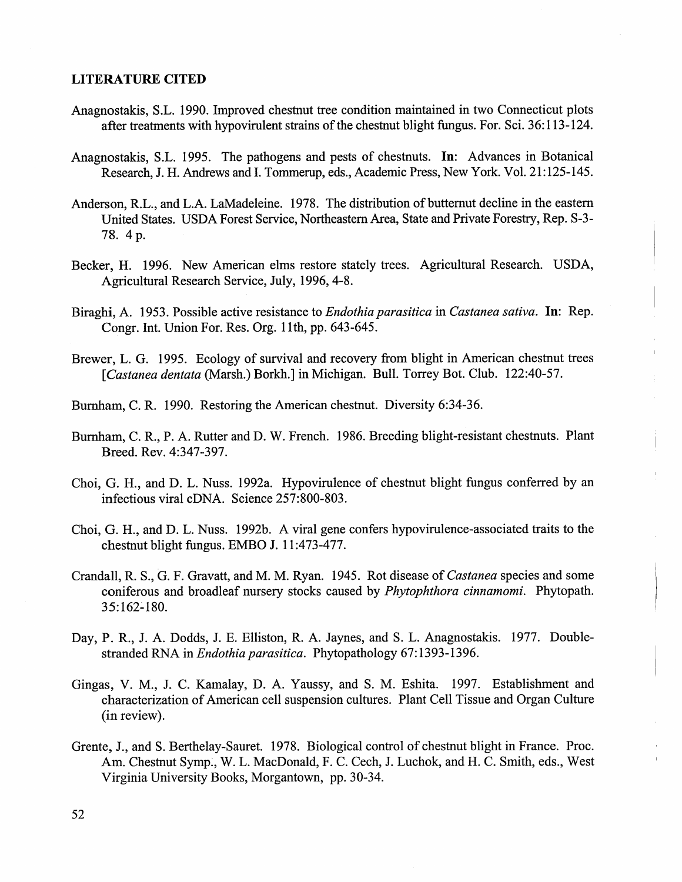## LITERATURE CITED

Anagnostakis, S.L. 1990. Improved chestnut tree condition maintained in two Connecticut plots after treatments with hypovirulent strains of the chestnut blight fungus. For. Sci. 36:113-124.

Anagnostakis, S.L. 1995. The pathogens and pests of chestnuts. **In**: Advances in Botanical Research, J. H. Andrews and I. Tommerup, eds., Academic Press, New York. Vol. 21:125-145.

Anderson, R.L., and L.A. LaMadeleine. 1978. The distribution of butternut decline in the eastern United States. USDA Forest Service, Northeastern Area, State and Private Forestry, Rep. S-3-78. 4 p.

Becker, H. 1996. New American elms restore stately trees. Agricultural Research. USDA, Agricultural Research Service, July, 1996, 4-8.

Biraghi, A. 1953. Possible active resistance to *Endothia parasitica* in *Castanea sativa*. **In**: Rep. Congr. Int. Union For. Res. Org. 11th, pp. 643-645.

Brewer, L. G. 1995. Ecology of survival and recovery from blight in American chestnut trees [*Castanea dentata* (Marsh.) Borkh.] in Michigan. Bull. Torrey Bot. Club. 122:40-57.

Burnham, C. R. 1990. Restoring the American chestnut. Diversity 6:34-36.

Burnham, C. R., P. A. Rutter and D. W. French. 1986. Breeding blight-resistant chestnuts. Plant Breed. Rev. 4:347-397.

Choi, G. H., and D. L. Nuss. 1992a. Hypovirulence of chestnut blight fungus conferred by an infectious viral cDNA. Science 257:800-803.

Choi, G. H., and D. L. Nuss. 1992b. A viral gene confers hypovirulence-associated traits to the chestnut blight fungus. EMBO J. 11:473-477.

Crandall, R. S., G. F. Gravatt, and M. M. Ryan. 1945. Rot disease of *Castanea* species and some coniferous and broadleaf nursery stocks caused by *Phytophthora cinnamomi*. Phytopath. 35:162-180.

Day, P. R., J. A. Dodds, J. E. Elliston, R. A. Jaynes, and S. L. Anagnostakis. 1977. Double-stranded RNA in *Endothia parasitica*. Phytopathology 67:1393-1396.

Gingas, V. M., J. C. Kamalay, D. A. Yaussy, and S. M. Eshita. 1997. Establishment and characterization of American cell suspension cultures. Plant Cell Tissue and Organ Culture (in review).

Grente, J., and S. Berthelay-Sauret. 1978. Biological control of chestnut blight in France. Proc. Am. Chestnut Symp., W. L. MacDonald, F. C. Cech, J. Luchok, and H. C. Smith, eds., West Virginia University Books, Morgantown, pp. 30-34.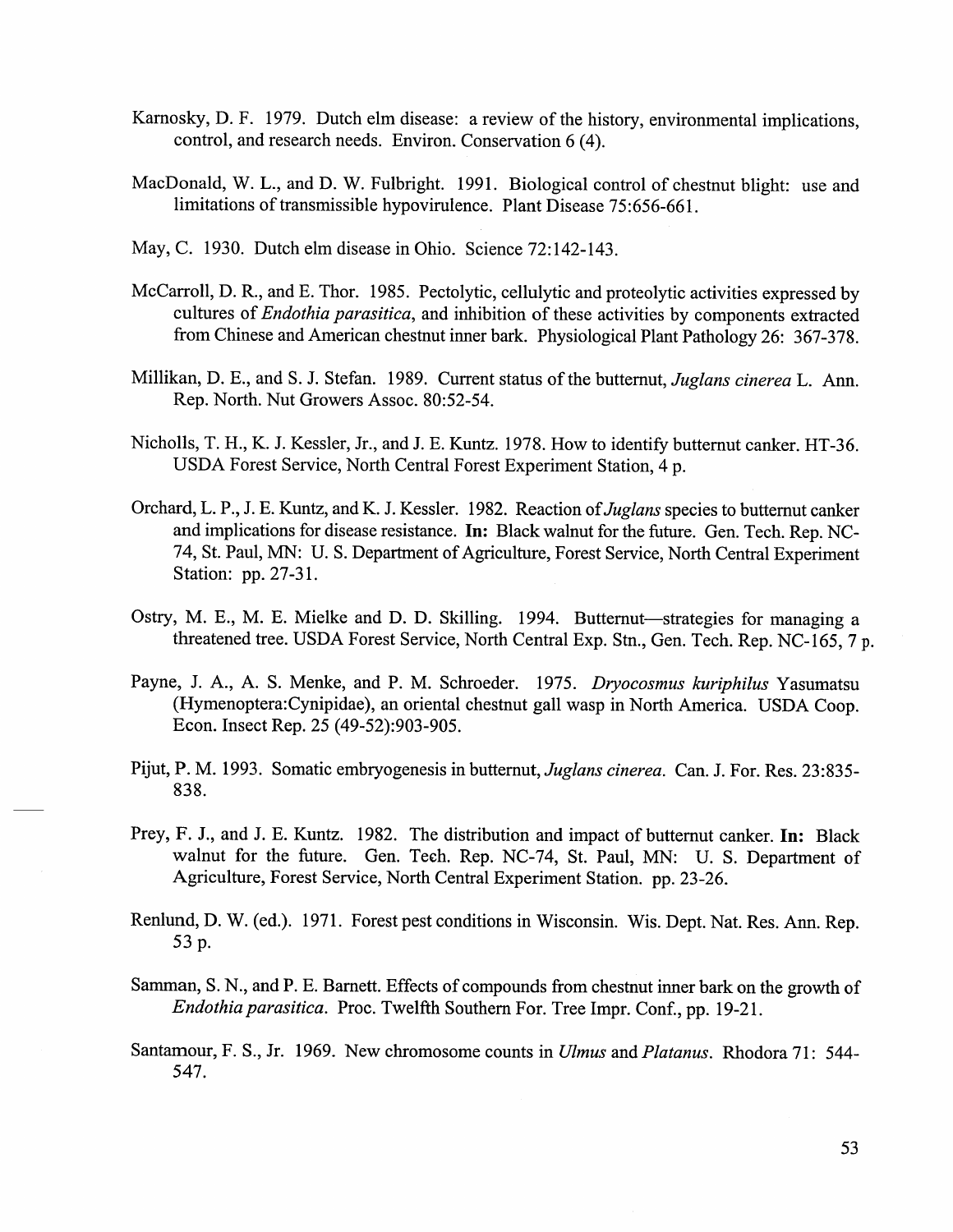Karnosky, D. F. 1979. Dutch elm disease: a review of the history, environmental implications, control, and research needs. Environ. Conservation 6 (4).

MacDonald, W. L., and D. W. Fulbright. 1991. Biological control of chestnut blight: use and limitations of transmissible hypovirulence. Plant Disease 75:656-661.

May, C. 1930. Dutch elm disease in Ohio. Science 72:142-143.

McCarroll, D. R., and E. Thor. 1985. Pectolytic, cellulytic and proteolytic activities expressed by cultures of *Endothia parasitica*, and inhibition of these activities by components extracted from Chinese and American chestnut inner bark. Physiological Plant Pathology 26: 367-378.

Millikan, D. E., and S. J. Stefan. 1989. Current status of the butternut, *Juglans cinerea* L. Ann. Rep. North. Nut Growers Assoc. 80:52-54.

Nicholls, T. H., K. J. Kessler, Jr., and J. E. Kuntz. 1978. How to identify butternut canker. HT-36. USDA Forest Service, North Central Forest Experiment Station, 4 p.

Orchard, L. P., J. E. Kuntz, and K. J. Kessler. 1982. Reaction of *Juglans* species to butternut canker and implications for disease resistance. **In:** Black walnut for the future. Gen. Tech. Rep. NC-74, St. Paul, MN: U. S. Department of Agriculture, Forest Service, North Central Experiment Station: pp. 27-31.

Ostry, M. E., M. E. Mielke and D. D. Skilling. 1994. Butternut—strategies for managing a threatened tree. USDA Forest Service, North Central Exp. Stn., Gen. Tech. Rep. NC-165, 7 p.

Payne, J. A., A. S. Menke, and P. M. Schroeder. 1975. *Dryocosmus kuriphilus* Yasumatsu (Hymenoptera:Cynipidae), an oriental chestnut gall wasp in North America. USDA Coop. Econ. Insect Rep. 25 (49-52):903-905.

Pijut, P. M. 1993. Somatic embryogenesis in butternut, *Juglans cinerea*. Can. J. For. Res. 23:835-838.

Prey, F. J., and J. E. Kuntz. 1982. The distribution and impact of butternut canker. **In:** Black walnut for the future. Gen. Tech. Rep. NC-74, St. Paul, MN: U. S. Department of Agriculture, Forest Service, North Central Experiment Station. pp. 23-26.

Renlund, D. W. (ed.). 1971. Forest pest conditions in Wisconsin. Wis. Dept. Nat. Res. Ann. Rep. 53 p.

Samman, S. N., and P. E. Barnett. Effects of compounds from chestnut inner bark on the growth of *Endothia parasitica*. Proc. Twelfth Southern For. Tree Impr. Conf., pp. 19-21.

Santamour, F. S., Jr. 1969. New chromosome counts in *Ulmus* and *Platanus*. Rhodora 71: 544-547.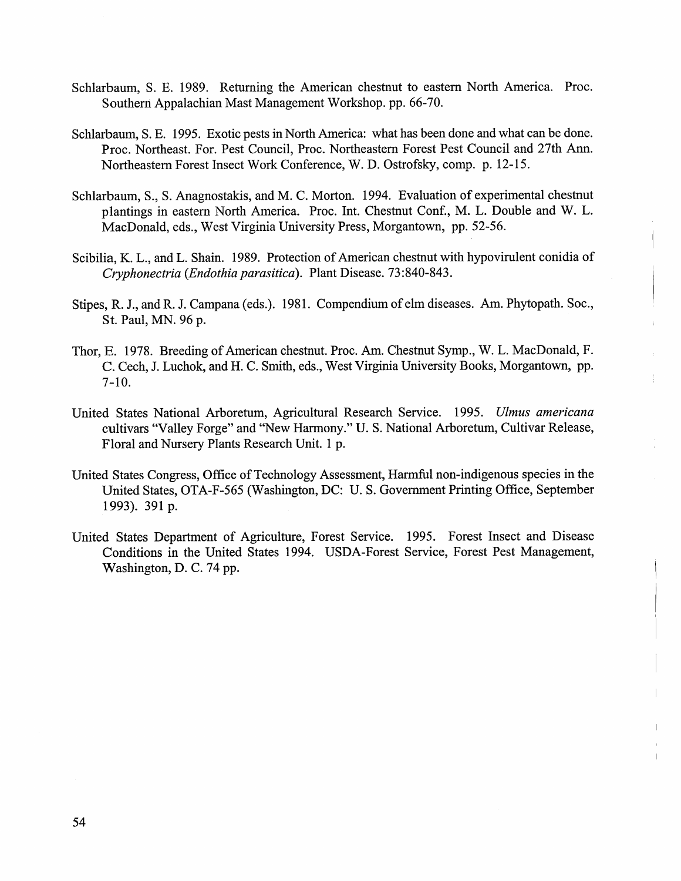Schlarbaum, S. E. 1989. Returning the American chestnut to eastern North America. Proc. Southern Appalachian Mast Management Workshop. pp. 66-70.

Schlarbaum, S. E. 1995. Exotic pests in North America: what has been done and what can be done. Proc. Northeast. For. Pest Council, Proc. Northeastern Forest Pest Council and 27th Ann. Northeastern Forest Insect Work Conference, W. D. Ostrofsky, comp. p. 12-15.

Schlarbaum, S., S. Anagnostakis, and M. C. Morton. 1994. Evaluation of experimental chestnut plantings in eastern North America. Proc. Int. Chestnut Conf., M. L. Double and W. L. MacDonald, eds., West Virginia University Press, Morgantown, pp. 52-56.

Scibilia, K. L., and L. Shain. 1989. Protection of American chestnut with hypovirulent conidia of *Cryphonectria (Endothia parasitica)*. Plant Disease. 73:840-843.

Stipes, R. J., and R. J. Campana (eds.). 1981. Compendium of elm diseases. Am. Phytopath. Soc., St. Paul, MN. 96 p.

Thor, E. 1978. Breeding of American chestnut. Proc. Am. Chestnut Symp., W. L. MacDonald, F. C. Cech, J. Luchok, and H. C. Smith, eds., West Virginia University Books, Morgantown, pp. 7-10.

United States National Arboretum, Agricultural Research Service. 1995. *Ulmus americana* cultivars "Valley Forge" and "New Harmony." U. S. National Arboretum, Cultivar Release, Floral and Nursery Plants Research Unit. 1 p.

United States Congress, Office of Technology Assessment, Harmful non-indigenous species in the United States, OTA-F-565 (Washington, DC: U. S. Government Printing Office, September 1993). 391 p.

United States Department of Agriculture, Forest Service. 1995. Forest Insect and Disease Conditions in the United States 1994. USDA-Forest Service, Forest Pest Management, Washington, D. C. 74 pp.